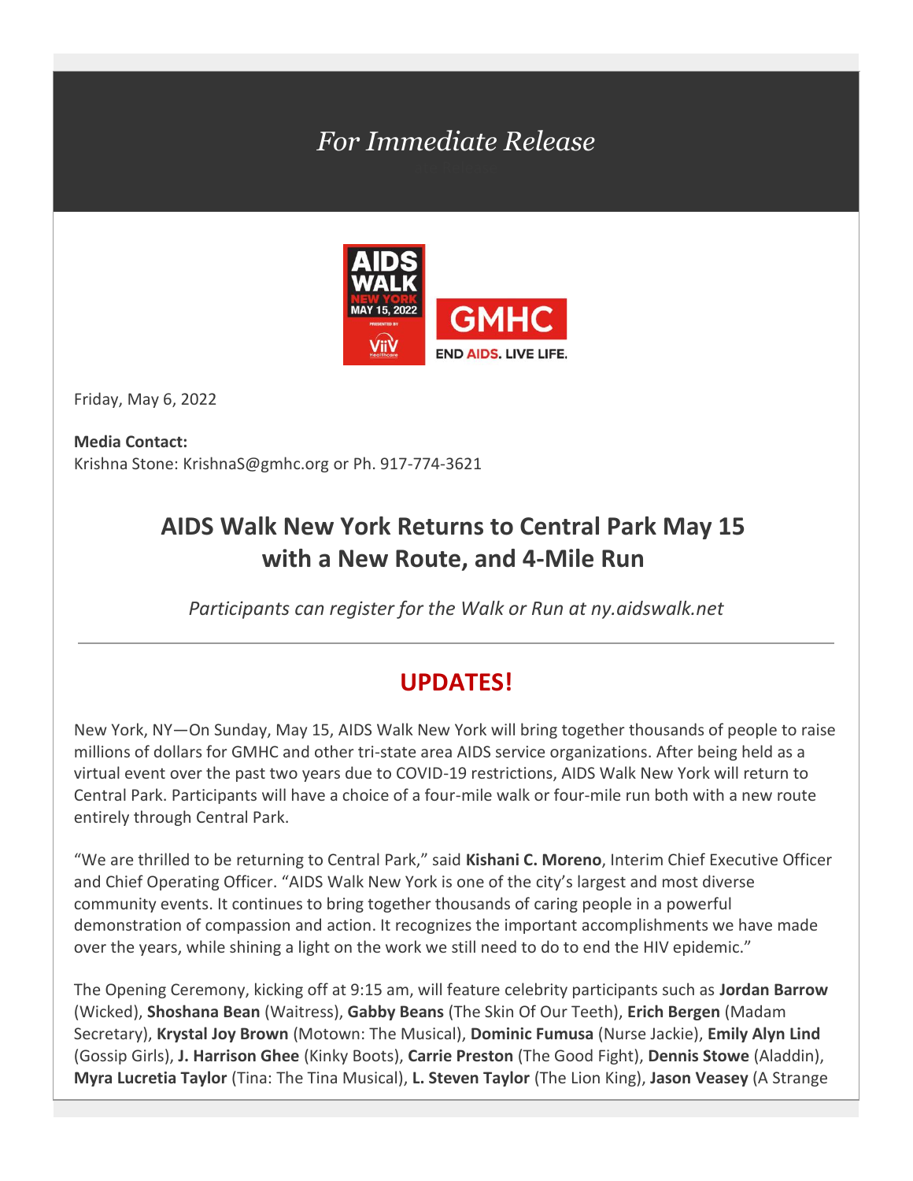*For Immediate Release*

Friday, May 6, 2022

**Media Contact:**
Krishna Stone: KrishnaS@gmhc.org or Ph. 917-774-3621

# AIDS Walk New York Returns to Central Park May 15 with a New Route, and 4-Mile Run

*Participants can register for the Walk or Run at ny.aidswalk.net*

---

## UPDATES!

New York, NY—On Sunday, May 15, AIDS Walk New York will bring together thousands of people to raise millions of dollars for GMHC and other tri-state area AIDS service organizations. After being held as a virtual event over the past two years due to COVID-19 restrictions, AIDS Walk New York will return to Central Park. Participants will have a choice of a four-mile walk or four-mile run both with a new route entirely through Central Park.

"We are thrilled to be returning to Central Park," said **Kishani C. Moreno**, Interim Chief Executive Officer and Chief Operating Officer. "AIDS Walk New York is one of the city's largest and most diverse community events. It continues to bring together thousands of caring people in a powerful demonstration of compassion and action. It recognizes the important accomplishments we have made over the years, while shining a light on the work we still need to do to end the HIV epidemic."

The Opening Ceremony, kicking off at 9:15 am, will feature celebrity participants such as **Jordan Barrow** (Wicked), **Shoshana Bean** (Waitress), **Gabby Beans** (The Skin Of Our Teeth), **Erich Bergen** (Madam Secretary), **Krystal Joy Brown** (Motown: The Musical), **Dominic Fumusa** (Nurse Jackie), **Emily Alyn Lind** (Gossip Girls), **J. Harrison Ghee** (Kinky Boots), **Carrie Preston** (The Good Fight), **Dennis Stowe** (Aladdin), **Myra Lucretia Taylor** (Tina: The Tina Musical), **L. Steven Taylor** (The Lion King), **Jason Veasey** (A Strange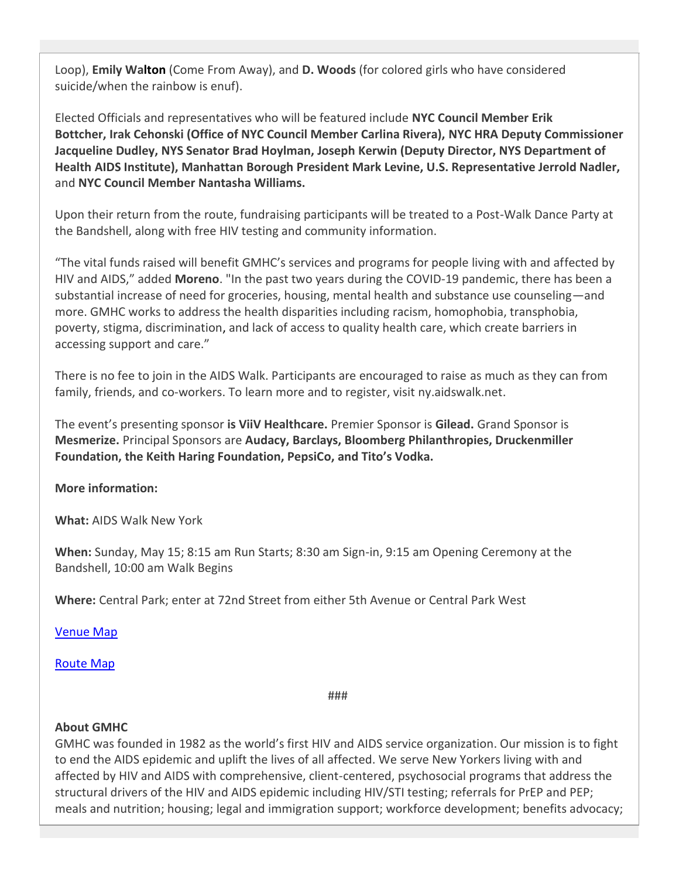Loop), **Emily Walton** (Come From Away), and **D. Woods** (for colored girls who have considered suicide/when the rainbow is enuf).

Elected Officials and representatives who will be featured include **NYC Council Member Erik Bottcher, Irak Cehonski (Office of NYC Council Member Carlina Rivera), NYC HRA Deputy Commissioner Jacqueline Dudley, NYS Senator Brad Hoylman, Joseph Kerwin (Deputy Director, NYS Department of Health AIDS Institute), Manhattan Borough President Mark Levine, U.S. Representative Jerrold Nadler,** and **NYC Council Member Nantasha Williams.**

Upon their return from the route, fundraising participants will be treated to a Post-Walk Dance Party at the Bandshell, along with free HIV testing and community information.

"The vital funds raised will benefit GMHC's services and programs for people living with and affected by HIV and AIDS," added **Moreno**. "In the past two years during the COVID-19 pandemic, there has been a substantial increase of need for groceries, housing, mental health and substance use counseling—and more. GMHC works to address the health disparities including racism, homophobia, transphobia, poverty, stigma, discrimination, and lack of access to quality health care, which create barriers in accessing support and care."

There is no fee to join in the AIDS Walk. Participants are encouraged to raise as much as they can from family, friends, and co-workers. To learn more and to register, visit ny.aidswalk.net.

The event's presenting sponsor **is ViiV Healthcare.** Premier Sponsor is **Gilead.** Grand Sponsor is **Mesmerize.** Principal Sponsors are **Audacy, Barclays, Bloomberg Philanthropies, Druckenmiller Foundation, the Keith Haring Foundation, PepsiCo, and Tito's Vodka.**

**More information:**

**What:** AIDS Walk New York

**When:** Sunday, May 15; 8:15 am Run Starts; 8:30 am Sign-in, 9:15 am Opening Ceremony at the Bandshell, 10:00 am Walk Begins

**Where:** Central Park; enter at 72nd Street from either 5th Avenue or Central Park West

Venue Map

Route Map

###

**About GMHC**

GMHC was founded in 1982 as the world's first HIV and AIDS service organization. Our mission is to fight to end the AIDS epidemic and uplift the lives of all affected. We serve New Yorkers living with and affected by HIV and AIDS with comprehensive, client-centered, psychosocial programs that address the structural drivers of the HIV and AIDS epidemic including HIV/STI testing; referrals for PrEP and PEP; meals and nutrition; housing; legal and immigration support; workforce development; benefits advocacy;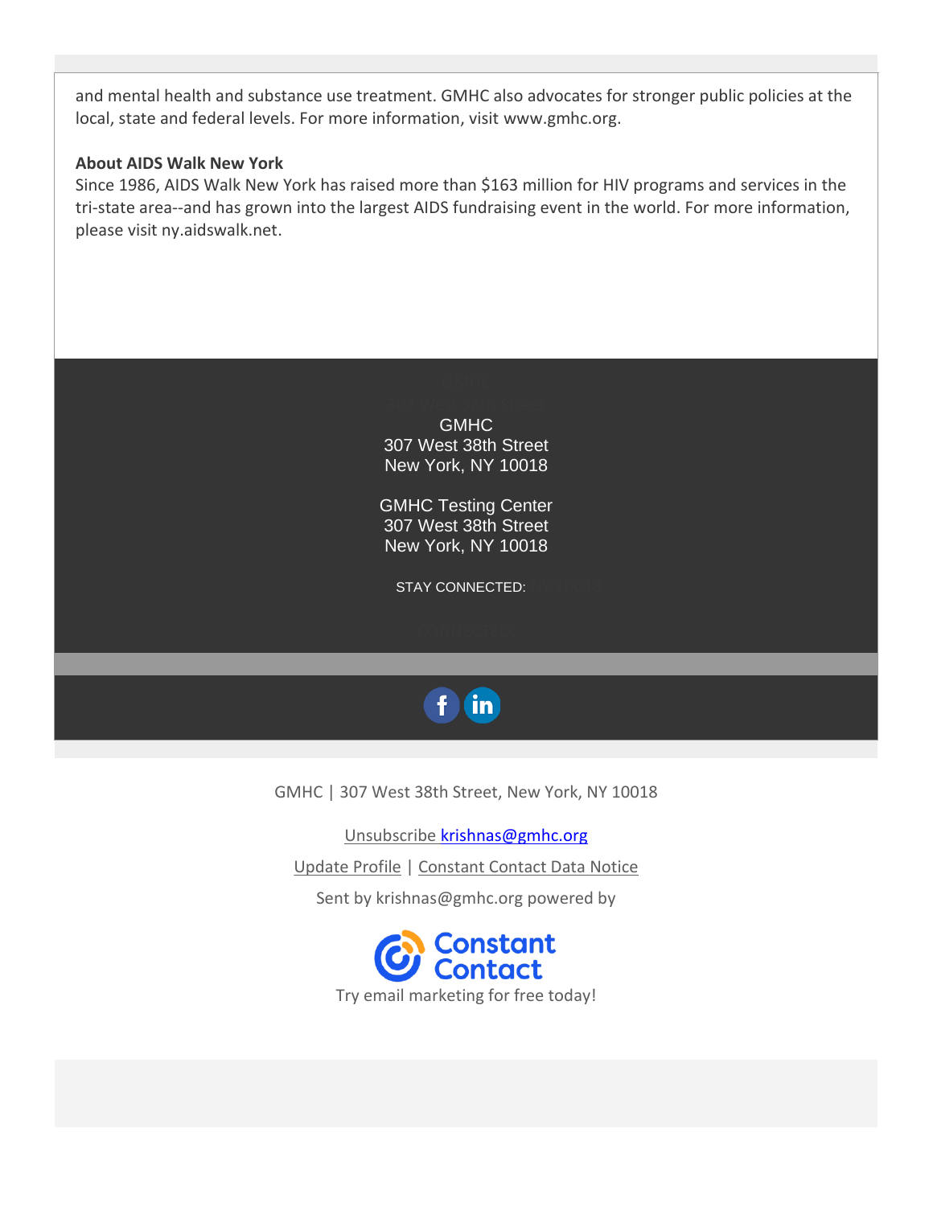and mental health and substance use treatment. GMHC also advocates for stronger public policies at the local, state and federal levels. For more information, visit www.gmhc.org.

**About AIDS Walk New York**
Since 1986, AIDS Walk New York has raised more than $163 million for HIV programs and services in the tri-state area--and has grown into the largest AIDS fundraising event in the world. For more information, please visit ny.aidswalk.net.

GMHC
307 West 38th Street
New York, NY 10018

GMHC Testing Center
307 West 38th Street
New York, NY 10018

STAY CONNECTED:

GMHC | 307 West 38th Street, New York, NY 10018

Unsubscribe krishnas@gmhc.org

Update Profile | Constant Contact Data Notice

Sent by krishnas@gmhc.org powered by

Constant Contact

Try email marketing for free today!